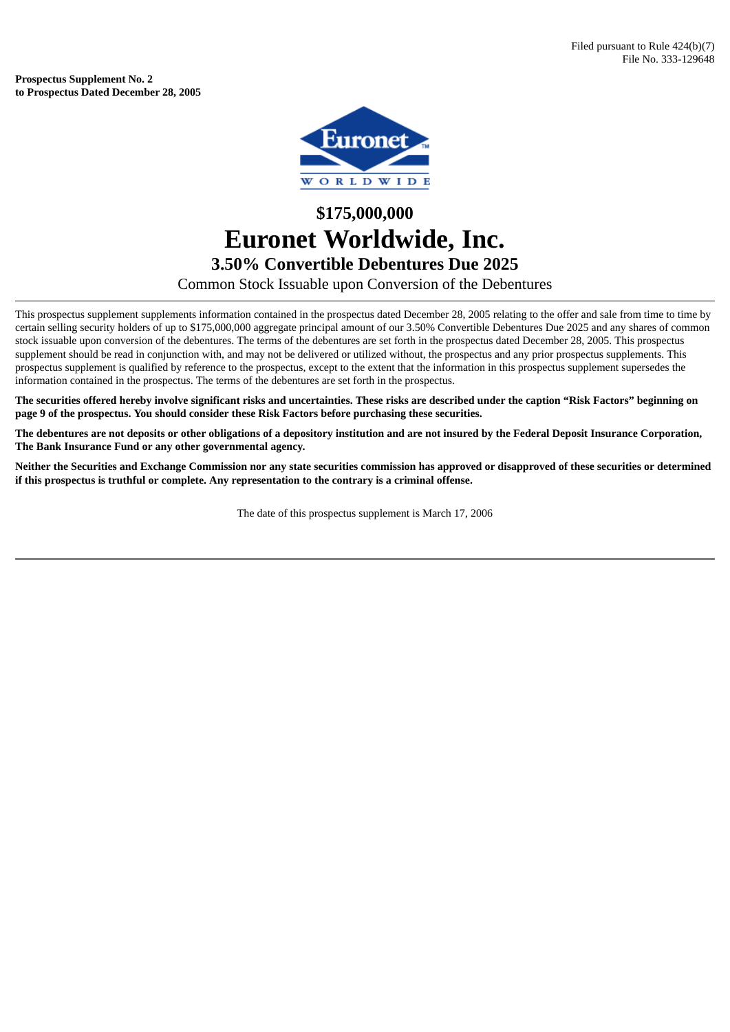Filed pursuant to Rule 424(b)(7)
File No. 333-129648

**Prospectus Supplement No. 2**
**to Prospectus Dated December 28, 2005**

# $175,000,000

# Euronet Worldwide, Inc.

## 3.50% Convertible Debentures Due 2025

Common Stock Issuable upon Conversion of the Debentures

---

This prospectus supplement supplements information contained in the prospectus dated December 28, 2005 relating to the offer and sale from time to time by certain selling security holders of up to $175,000,000 aggregate principal amount of our 3.50% Convertible Debentures Due 2025 and any shares of common stock issuable upon conversion of the debentures. The terms of the debentures are set forth in the prospectus dated December 28, 2005. This prospectus supplement should be read in conjunction with, and may not be delivered or utilized without, the prospectus and any prior prospectus supplements. This prospectus supplement is qualified by reference to the prospectus, except to the extent that the information in this prospectus supplement supersedes the information contained in the prospectus. The terms of the debentures are set forth in the prospectus.

**The securities offered hereby involve significant risks and uncertainties. These risks are described under the caption "Risk Factors" beginning on page 9 of the prospectus. You should consider these Risk Factors before purchasing these securities.**

**The debentures are not deposits or other obligations of a depository institution and are not insured by the Federal Deposit Insurance Corporation, The Bank Insurance Fund or any other governmental agency.**

**Neither the Securities and Exchange Commission nor any state securities commission has approved or disapproved of these securities or determined if this prospectus is truthful or complete. Any representation to the contrary is a criminal offense.**

The date of this prospectus supplement is March 17, 2006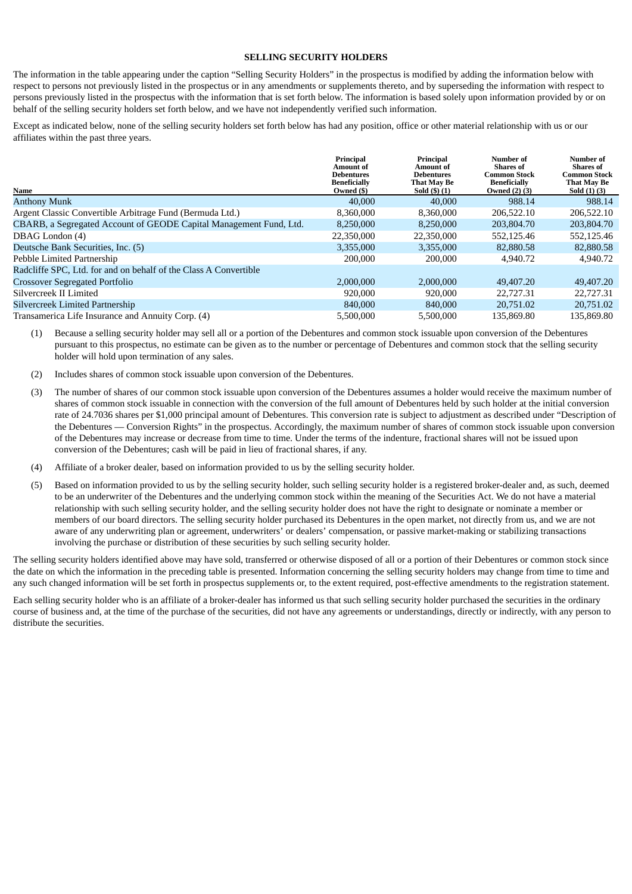## SELLING SECURITY HOLDERS

The information in the table appearing under the caption "Selling Security Holders" in the prospectus is modified by adding the information below with respect to persons not previously listed in the prospectus or in any amendments or supplements thereto, and by superseding the information with respect to persons previously listed in the prospectus with the information that is set forth below. The information is based solely upon information provided by or on behalf of the selling security holders set forth below, and we have not independently verified such information.

Except as indicated below, none of the selling security holders set forth below has had any position, office or other material relationship with us or our affiliates within the past three years.

| Name | Principal Amount of Debentures Beneficially Owned ($) | Principal Amount of Debentures That May Be Sold ($) (1) | Number of Shares of Common Stock Beneficially Owned (2) (3) | Number of Shares of Common Stock That May Be Sold (1) (3) |
|---|---|---|---|---|
| Anthony Munk | 40,000 | 40,000 | 988.14 | 988.14 |
| Argent Classic Convertible Arbitrage Fund (Bermuda Ltd.) | 8,360,000 | 8,360,000 | 206,522.10 | 206,522.10 |
| CBARB, a Segregated Account of GEODE Capital Management Fund, Ltd. | 8,250,000 | 8,250,000 | 203,804.70 | 203,804.70 |
| DBAG London (4) | 22,350,000 | 22,350,000 | 552,125.46 | 552,125.46 |
| Deutsche Bank Securities, Inc. (5) | 3,355,000 | 3,355,000 | 82,880.58 | 82,880.58 |
| Pebble Limited Partnership | 200,000 | 200,000 | 4,940.72 | 4,940.72 |
| Radcliffe SPC, Ltd. for and on behalf of the Class A Convertible Crossover Segregated Portfolio | 2,000,000 | 2,000,000 | 49,407.20 | 49,407.20 |
| Silvercreek II Limited | 920,000 | 920,000 | 22,727.31 | 22,727.31 |
| Silvercreek Limited Partnership | 840,000 | 840,000 | 20,751.02 | 20,751.02 |
| Transamerica Life Insurance and Annuity Corp. (4) | 5,500,000 | 5,500,000 | 135,869.80 | 135,869.80 |

(1) Because a selling security holder may sell all or a portion of the Debentures and common stock issuable upon conversion of the Debentures pursuant to this prospectus, no estimate can be given as to the number or percentage of Debentures and common stock that the selling security holder will hold upon termination of any sales.

(2) Includes shares of common stock issuable upon conversion of the Debentures.

(3) The number of shares of our common stock issuable upon conversion of the Debentures assumes a holder would receive the maximum number of shares of common stock issuable in connection with the conversion of the full amount of Debentures held by such holder at the initial conversion rate of 24.7036 shares per $1,000 principal amount of Debentures. This conversion rate is subject to adjustment as described under "Description of the Debentures — Conversion Rights" in the prospectus. Accordingly, the maximum number of shares of common stock issuable upon conversion of the Debentures may increase or decrease from time to time. Under the terms of the indenture, fractional shares will not be issued upon conversion of the Debentures; cash will be paid in lieu of fractional shares, if any.

(4) Affiliate of a broker dealer, based on information provided to us by the selling security holder.

(5) Based on information provided to us by the selling security holder, such selling security holder is a registered broker-dealer and, as such, deemed to be an underwriter of the Debentures and the underlying common stock within the meaning of the Securities Act. We do not have a material relationship with such selling security holder, and the selling security holder does not have the right to designate or nominate a member or members of our board directors. The selling security holder purchased its Debentures in the open market, not directly from us, and we are not aware of any underwriting plan or agreement, underwriters' or dealers' compensation, or passive market-making or stabilizing transactions involving the purchase or distribution of these securities by such selling security holder.

The selling security holders identified above may have sold, transferred or otherwise disposed of all or a portion of their Debentures or common stock since the date on which the information in the preceding table is presented. Information concerning the selling security holders may change from time to time and any such changed information will be set forth in prospectus supplements or, to the extent required, post-effective amendments to the registration statement.

Each selling security holder who is an affiliate of a broker-dealer has informed us that such selling security holder purchased the securities in the ordinary course of business and, at the time of the purchase of the securities, did not have any agreements or understandings, directly or indirectly, with any person to distribute the securities.